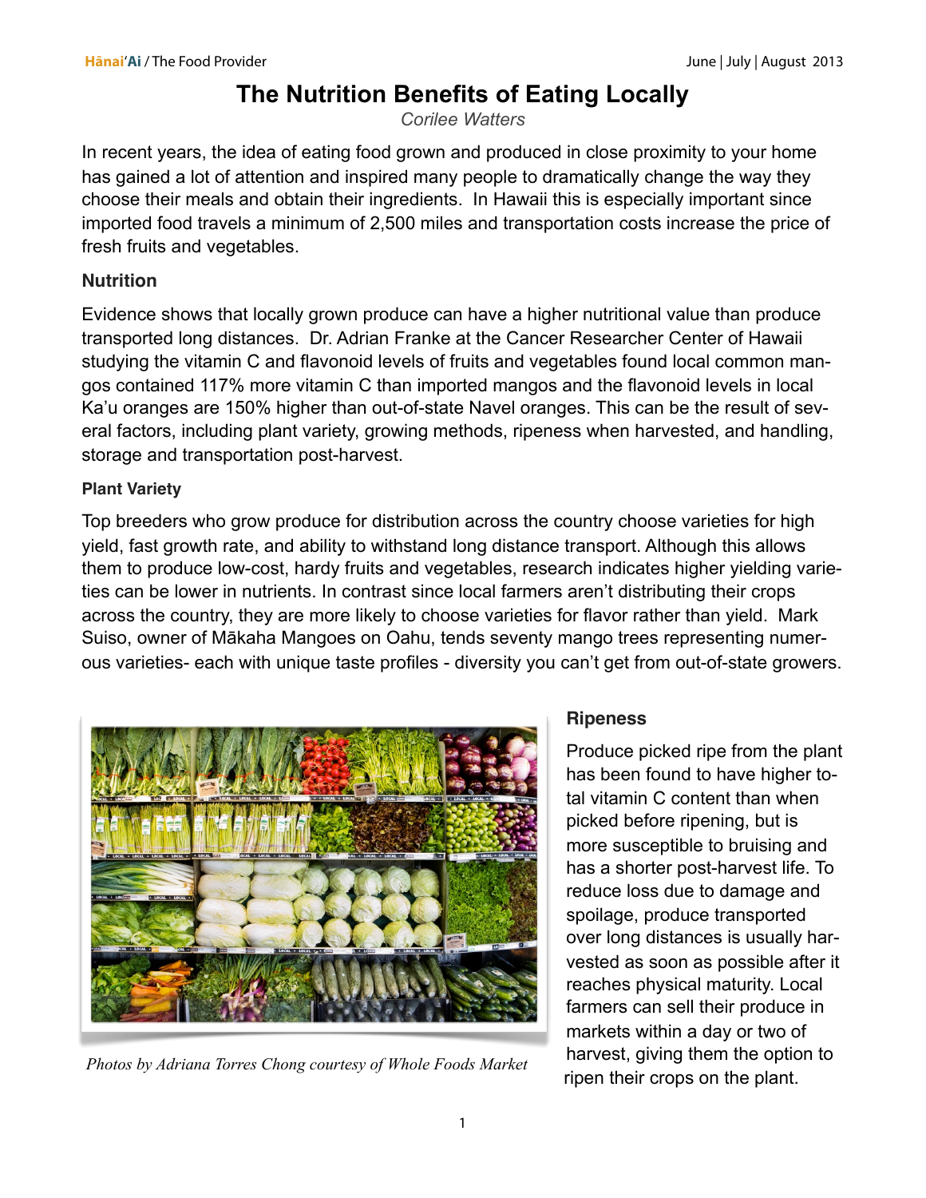# The Nutrition Benefits of Eating Locally

*Corilee Watters*

In recent years, the idea of eating food grown and produced in close proximity to your home has gained a lot of attention and inspired many people to dramatically change the way they choose their meals and obtain their ingredients. In Hawaii this is especially important since imported food travels a minimum of 2,500 miles and transportation costs increase the price of fresh fruits and vegetables.

## Nutrition

Evidence shows that locally grown produce can have a higher nutritional value than produce transported long distances. Dr. Adrian Franke at the Cancer Researcher Center of Hawaii studying the vitamin C and flavonoid levels of fruits and vegetables found local common mangos contained 117% more vitamin C than imported mangos and the flavonoid levels in local Ka'u oranges are 150% higher than out-of-state Navel oranges. This can be the result of several factors, including plant variety, growing methods, ripeness when harvested, and handling, storage and transportation post-harvest.

### Plant Variety

Top breeders who grow produce for distribution across the country choose varieties for high yield, fast growth rate, and ability to withstand long distance transport. Although this allows them to produce low-cost, hardy fruits and vegetables, research indicates higher yielding varieties can be lower in nutrients. In contrast since local farmers aren't distributing their crops across the country, they are more likely to choose varieties for flavor rather than yield. Mark Suiso, owner of Mākaha Mangoes on Oahu, tends seventy mango trees representing numerous varieties- each with unique taste profiles - diversity you can't get from out-of-state growers.

*Photos by Adriana Torres Chong courtesy of Whole Foods Market*

## Ripeness

Produce picked ripe from the plant has been found to have higher total vitamin C content than when picked before ripening, but is more susceptible to bruising and has a shorter post-harvest life. To reduce loss due to damage and spoilage, produce transported over long distances is usually harvested as soon as possible after it reaches physical maturity. Local farmers can sell their produce in markets within a day or two of harvest, giving them the option to ripen their crops on the plant.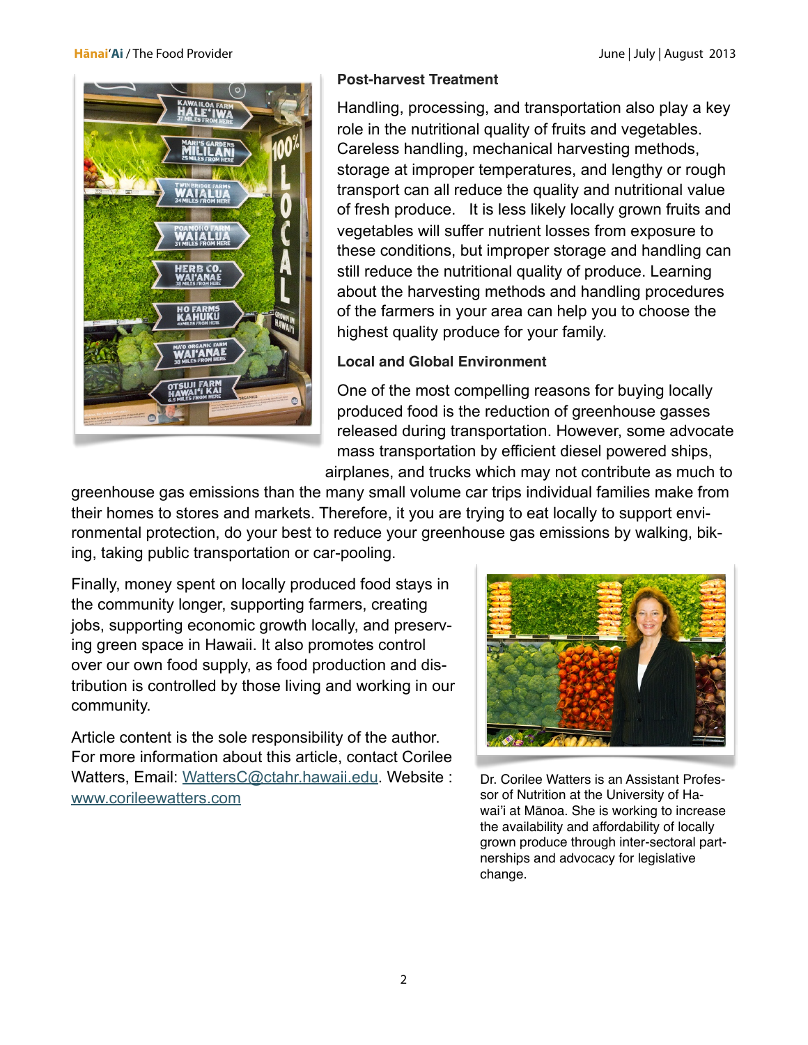### Post-harvest Treatment

Handling, processing, and transportation also play a key role in the nutritional quality of fruits and vegetables. Careless handling, mechanical harvesting methods, storage at improper temperatures, and lengthy or rough transport can all reduce the quality and nutritional value of fresh produce. It is less likely locally grown fruits and vegetables will suffer nutrient losses from exposure to these conditions, but improper storage and handling can still reduce the nutritional quality of produce. Learning about the harvesting methods and handling procedures of the farmers in your area can help you to choose the highest quality produce for your family.

### Local and Global Environment

One of the most compelling reasons for buying locally produced food is the reduction of greenhouse gasses released during transportation. However, some advocate mass transportation by efficient diesel powered ships, airplanes, and trucks which may not contribute as much to greenhouse gas emissions than the many small volume car trips individual families make from their homes to stores and markets. Therefore, it you are trying to eat locally to support environmental protection, do your best to reduce your greenhouse gas emissions by walking, biking, taking public transportation or car-pooling.

Finally, money spent on locally produced food stays in the community longer, supporting farmers, creating jobs, supporting economic growth locally, and preserving green space in Hawaii. It also promotes control over our own food supply, as food production and distribution is controlled by those living and working in our community.

Article content is the sole responsibility of the author. For more information about this article, contact Corilee Watters, Email: WattersC@ctahr.hawaii.edu. Website : www.corileewatters.com

Dr. Corilee Watters is an Assistant Professor of Nutrition at the University of Hawai'i at Mānoa. She is working to increase the availability and affordability of locally grown produce through inter-sectoral partnerships and advocacy for legislative change.